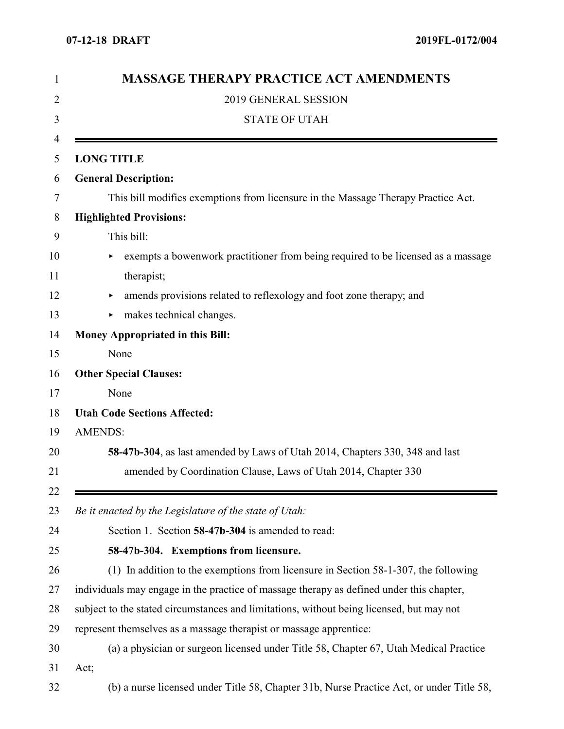# MASSAGE THERAPY PRACTICE ACT AMENDMENTS

2019 GENERAL SESSION

STATE OF UTAH

---

**LONG TITLE**

**General Description:**

This bill modifies exemptions from licensure in the Massage Therapy Practice Act.

**Highlighted Provisions:**

This bill:

- exempts a bowenwork practitioner from being required to be licensed as a massage therapist;
- amends provisions related to reflexology and foot zone therapy; and
- makes technical changes.

**Money Appropriated in this Bill:**

None

**Other Special Clauses:**

None

**Utah Code Sections Affected:**

AMENDS:

**58-47b-304**, as last amended by Laws of Utah 2014, Chapters 330, 348 and last amended by Coordination Clause, Laws of Utah 2014, Chapter 330

---

*Be it enacted by the Legislature of the state of Utah:*

Section 1. Section **58-47b-304** is amended to read:

**58-47b-304. Exemptions from licensure.**

(1) In addition to the exemptions from licensure in Section 58-1-307, the following individuals may engage in the practice of massage therapy as defined under this chapter, subject to the stated circumstances and limitations, without being licensed, but may not represent themselves as a massage therapist or massage apprentice:

(a) a physician or surgeon licensed under Title 58, Chapter 67, Utah Medical Practice Act;

(b) a nurse licensed under Title 58, Chapter 31b, Nurse Practice Act, or under Title 58,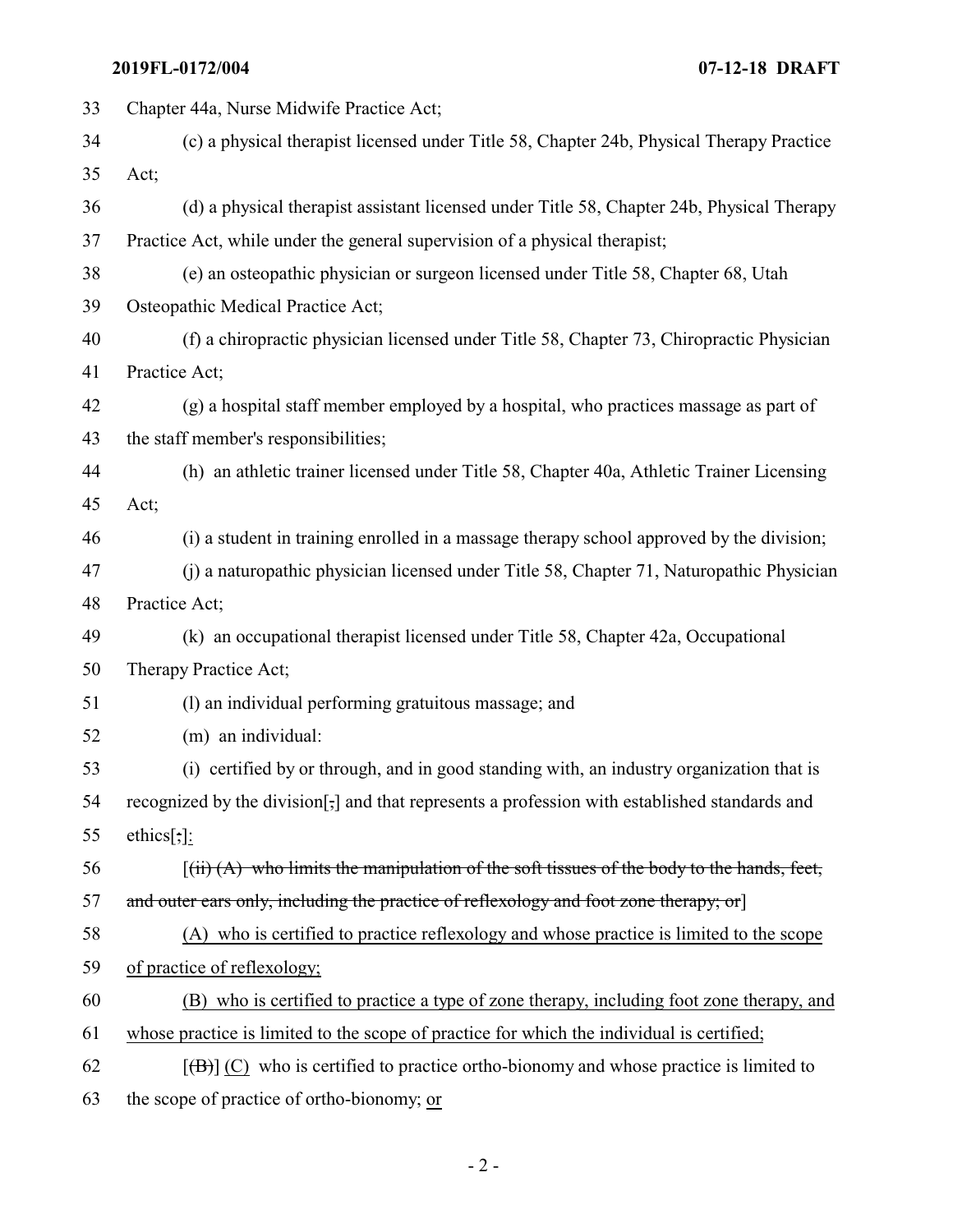33 Chapter 44a, Nurse Midwife Practice Act;

34 (c) a physical therapist licensed under Title 58, Chapter 24b, Physical Therapy Practice
35 Act;

36 (d) a physical therapist assistant licensed under Title 58, Chapter 24b, Physical Therapy
37 Practice Act, while under the general supervision of a physical therapist;

38 (e) an osteopathic physician or surgeon licensed under Title 58, Chapter 68, Utah
39 Osteopathic Medical Practice Act;

40 (f) a chiropractic physician licensed under Title 58, Chapter 73, Chiropractic Physician
41 Practice Act;

42 (g) a hospital staff member employed by a hospital, who practices massage as part of
43 the staff member's responsibilities;

44 (h) an athletic trainer licensed under Title 58, Chapter 40a, Athletic Trainer Licensing
45 Act;

46 (i) a student in training enrolled in a massage therapy school approved by the division;

47 (j) a naturopathic physician licensed under Title 58, Chapter 71, Naturopathic Physician
48 Practice Act;

49 (k) an occupational therapist licensed under Title 58, Chapter 42a, Occupational
50 Therapy Practice Act;

51 (l) an individual performing gratuitous massage; and

52 (m) an individual:

53 (i) certified by or through, and in good standing with, an industry organization that is
54 recognized by the division[~~,~~] and that represents a profession with established standards and
55 ethics[~~;~~]:

56 [~~(ii) (A) who limits the manipulation of the soft tissues of the body to the hands, feet,~~
57 ~~and outer ears only, including the practice of reflexology and foot zone therapy; or~~]

58 (A) who is certified to practice reflexology and whose practice is limited to the scope
59 of practice of reflexology;

60 (B) who is certified to practice a type of zone therapy, including foot zone therapy, and
61 whose practice is limited to the scope of practice for which the individual is certified;

62 [~~(B)~~] (C) who is certified to practice ortho-bionomy and whose practice is limited to
63 the scope of practice of ortho-bionomy; or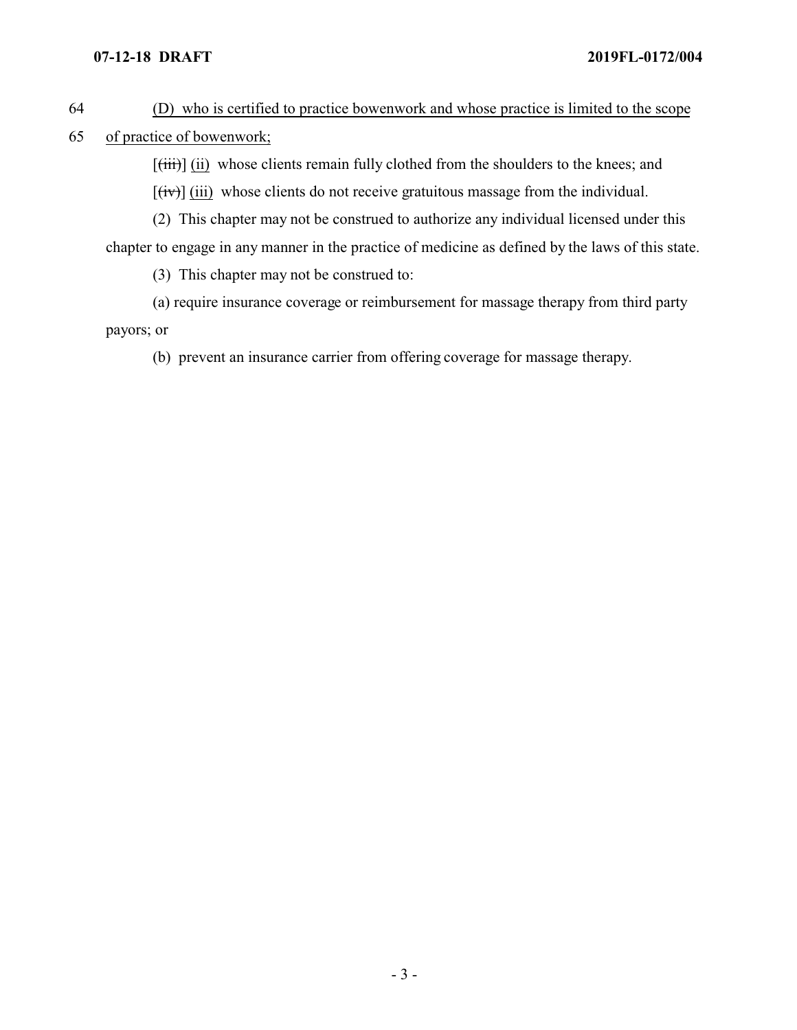64 (D) who is certified to practice bowenwork and whose practice is limited to the scope

65 of practice of bowenwork;

[~~(iii)~~] (ii) whose clients remain fully clothed from the shoulders to the knees; and

[~~(iv)~~] (iii) whose clients do not receive gratuitous massage from the individual.

(2) This chapter may not be construed to authorize any individual licensed under this chapter to engage in any manner in the practice of medicine as defined by the laws of this state.

(3) This chapter may not be construed to:

(a) require insurance coverage or reimbursement for massage therapy from third party payors; or

(b) prevent an insurance carrier from offering coverage for massage therapy.